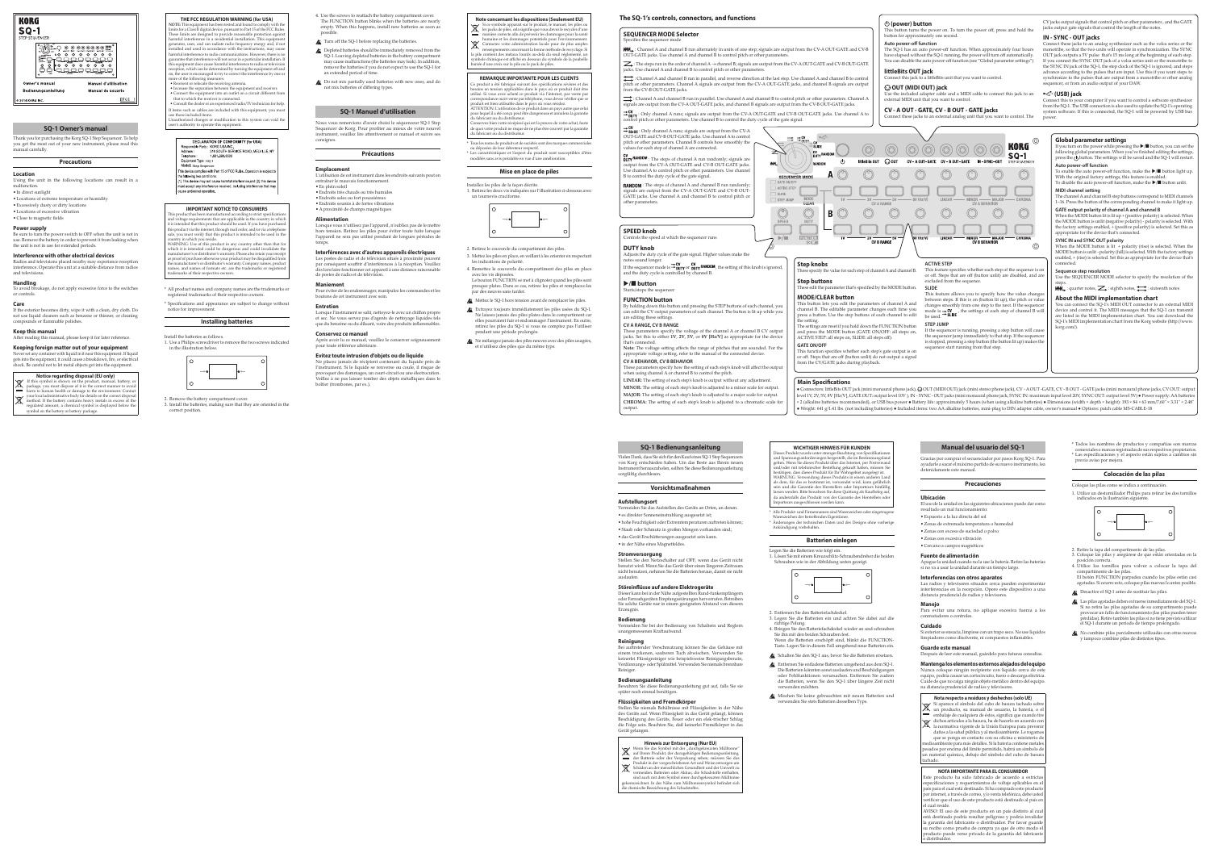# KORG SQ-1

STEP SEQUENCER

Owner's manual | Manuel d'utilisation | Bedienungsanleitung | Manual de usuario

## SQ-1 Owner's manual

Thank you for purchasing the Korg SQ-1 Step Sequencer. To help you get the most out of your new instrument, please read this manual carefully.

### Precautions

**Location**

Using the unit in the following locations can result in a malfunction.

- In direct sunlight
- Locations of extreme temperature or humidity
- Excessively dusty or dirty locations
- Locations of excessive vibration
- Close to magnetic fields

**Power supply**

Be sure to turn the power switch to OFF when the unit is not in use. Remove the battery in order to prevent it from leaking when the unit is not in use for extended periods.

**Interference with other electrical devices**

Radios and televisions placed nearby may experience reception interference. Operate this unit at a suitable distance from radios and televisions.

**Handling**

To avoid breakage, do not apply excessive force to the switches or controls.

**Care**

If the exterior becomes dirty, wipe it with a clean, dry cloth. Do not use liquid cleaners such as benzene or thinner, or cleaning compounds or flammable polishes.

**Keep this manual**

After reading this manual, please keep it for later reference.

**Keeping foreign matter out of your equipment**

Never set any container with liquid in it near this equipment. If liquid gets into the equipment, it could cause a breakdown, fire, or electrical shock. Be careful not to let metal objects get into the equipment.

**Notice regarding disposal (EU only)**

If this symbol is shown on the product, manual, battery, or package, you must dispose of it in the correct manner to avoid harm to human health or damage to the environment. Contact your local administrative body for details on the correct disposal method. If the battery contains heavy metals in excess of the regulated amount, a chemical symbol is displayed below the symbol on the battery or battery package.

**THE FCC REGULATION WARNING (for USA)**

NOTE: This equipment has been tested and found to comply with the limits for a Class B digital device, pursuant to Part 15 of the FCC Rules. These limits are designed to provide reasonable protection against harmful interference in a residential installation. This equipment generates, uses, and can radiate radio frequency energy and, if not installed and used in accordance with the instructions, may cause harmful interference to radio communications. However, there is no guarantee that interference will not occur in a particular installation. If this equipment does cause harmful interference to radio or television reception, which can be determined by turning the equipment off and on, the user is encouraged to try to correct the interference by one or more of the following measures:

- Reorient or relocate the receiving antenna.
- Increase the separation between the equipment and receiver.
- Connect the equipment into an outlet on a circuit different from that to which the receiver is connected.
- Consult the dealer or an experienced radio/TV technician for help.

If items such as cables are included with this equipment, you must use those included items.

Unauthorized changes or modification to this system can void the user's authority to operate this equipment.

**DECLARATION OF CONFORMITY (for USA)**

Responsible Party : KORG USA INC.
Address : 316 SOUTH SERVICE ROAD, MELVILLE, NY
Telephone : 1-631-390-6500
Equipment Type : SQ-1
Model : Step Sequencer

This device complies with Part 15 of FCC Rules. Operation is subject to the following two conditions:
(1) This device may not cause harmful interference, and (2) this device must accept any interference received, including interference that may cause undesired operation.

**IMPORTANT NOTICE TO CONSUMERS**

This product has been manufactured according to strict specifications and voltage requirements that are applicable in the country in which it is intended that this product should be used. If you have purchased this product via the internet, through mail order, and/or via a telephone sale, you must verify that this product is intended to be used in the country in which you reside.

WARNING: Use of this product in any country other than that for which it is intended could be dangerous and could invalidate the manufacturer's or distributor's warranty. Please also retain your receipt as proof of purchase otherwise your product may be disqualified from the manufacturer's or distributor's warranty. Company names, product names, and names of formats etc. are the trademarks or registered trademarks of their respective owners.

\* All product names and company names are the trademarks or registered trademarks of their respective owners.

\* Specifications and appearance are subject to change without notice for improvement.

### Installing batteries

Install the batteries as follows.

1. Use a Philips screwdriver to remove the two screws indicated in the illustration below.
2. Remove the battery compartment cover.
3. Install the batteries, making sure that they are oriented in the correct position.
4. Use the screws to reattach the battery compartment cover.

The FUNCTION button blinks when the batteries are nearly empty. When this happens, install new batteries as soon as possible.

⚠ Turn off the SQ-1 before replacing the batteries.

⚠ Depleted batteries should be immediately removed from the SQ-1. Leaving depleted batteries in the battery compartment may cause malfunctions (the batteries may leak). In addition, remove the batteries if you do not expect to use the SQ-1 for an extended period of time.

⚠ Do not mix partially used batteries with new ones, and do not mix batteries of differing types.

## SQ-1 Manuel d'utilisation

Nous vous remercions d'avoir choisi le séquenceur SQ-1 Step Sequencer de Korg. Pour profiter au mieux de votre nouvel instrument, veuillez lire attentivement ce manuel et suivre ses consignes.

### Précautions

**Emplacement**

L'utilisation de cet instrument dans les endroits suivants peut en entraîner le mauvais fonctionnement.

- En plein soleil
- Endroits très chauds ou très humides
- Endroits sales ou fort poussiéreux
- Endroits soumis à de fortes vibrations
- A proximité de champs magnétiques

**Alimentation**

Lorsque vous n'utilisez pas l'appareil, n'oubliez pas de le mettre hors tension. Retirez les piles pour éviter toute fuite lorsque l'appareil ne sera pas utilisé pendant de longues périodes de temps.

**Interférences avec d'autres appareils électriques**

Les postes de radio et de télévision situés à proximité peuvent par conséquent souffrir d'interférences à la réception. Veuillez dès lors faire fonctionner cet appareil à une distance raisonnable de postes de radio et de télévision.

**Maniement**

Pour éviter de les endommager, manipulez les commandes et les boutons de cet instrument avec soin.

**Entretien**

Lorsque l'instrument se salit, nettoyez-le avec un chiffon propre et sec. Ne vous servez pas d'agents de nettoyage liquides tels que du benzène ou du diluant, voire des produits inflammables.

**Conservez ce manuel**

Après avoir lu ce manuel, veuillez le conserver soigneusement pour toute référence ultérieure.

**Evitez toute intrusion d'objets ou de liquide**

Ne placez jamais de récipient contenant du liquide près de l'instrument. Si le liquide se renverse ou coule, il risque de provoquer des dommages, un court-circuit ou une électrocution. Veillez à ne pas laisser tomber des objets métalliques dans le boîtier (trombones, par ex.).

**Note concernant les dispositions (Seulement EU)**

Si ce symbole apparait sur le produit, le manuel, les piles ou les packs de piles, cela signifie que vous devez le recycler d'une manière correcte afin de prévenir les dommages pour la santé humaine et les dommages potentiels pour l'environnement. Contactez votre administration locale pour de plus amples renseignements concernant la bonne méthode de recyclage. Si la pile contient des métaux lourds au-delà du seuil réglementé, un symbole chimique est affiché en dessous du symbole de la poubelle barrée d'une croix sur la pile ou le pack de piles.

**REMARQUE IMPORTANTE POUR LES CLIENTS**

Ce produit a été fabriqué suivant des spécifications sévères et des besoins en tension applicables dans le pays où ce produit doit être utilisé. Si vous avez acheté ce produit via l'internet, par vente par correspondance ou/et vente par téléphone, vous devez vérifier que ce produit est bien utilisable dans le pays où vous résidez.

ATTENTION: L'utilisation de ce produit dans un pays autre que celui pour lequel il a été conçu peut être dangereuse et annulera la garantie du fabricant ou du distributeur.

Conservez bien votre récépissé qui est la preuve de votre achat, faute de quoi votre produit ne risque de ne plus être couvert par la garantie du fabricant ou du distributeur.

\* Tous les noms de produits et de sociétés sont des marques commerciales ou déposées de leur détenteur respectif.

\* Les caractéristiques et l'aspect du produit sont susceptibles d'être modifiés sans avis préalable en vue d'une amélioration.

### Mise en place de piles

Installez les piles de la façon décrite.

1. Retirez les deux vis indiquées sur l'illustration ci-dessous avec un tournevis cruciforme.
2. Retirez le couvercle du compartiment des piles.
3. Mettez les piles en place, en veillant à les orienter en respectant les indications de polarité.
4. Remettez le couvercle du compartiment des piles en place avec les vis déposées.

Le bouton FUNCTION se met à clignoter quand les piles sont presque plates. Dans ce cas, retirez les piles et remplacez-les par des neuves sans tarder.

⚠ Mettez le SQ-1 hors tension avant de remplacer les piles.

⚠ Extrayez toujours immédiatement les piles usées du SQ-1. Ne laissez jamais des piles plates dans le compartiment car elles pourraient fuir et endommager l'instrument. En outre, retirez les piles du SQ-1 si vous ne comptez pas l'utiliser pendant une période prolongée.

⚠ Ne mélangez jamais des piles neuves avec des piles usagées, et n'utilisez des piles que du même type.

## The SQ-1's controls, connectors, and functions

### SEQUENCER MODE Selector

Specifies the sequencer mode.

(sixteenth): Channel A and channel B run alternately in units of one step; signals are output from the CV-A OUT-GATE jack. Use channel A and channel B to control pitch or other parameters.

(eighth): The steps run in the order of channel A → channel B, signals are output from the CV-A OUT-GATE and CV-B OUT-GATE jacks. Use channel A and channel B to control pitch or other parameters.

(quarter, same direction): Channel A and channel B run in parallel, and reverse direction at the last step. Use channel A and channel B to control pitch or other parameters. Channel A signals are output from the CV-A OUT-GATE jack, and channel B signals are output from the CV-B OUT-GATE jacks.

(parallel): Channel A and channel B run in parallel. Use channel A and channel B to control pitch or other parameters. Channel A signals are output from the CV-A OUT-GATE jacks, and channel B signals are output from the CV-B OUT-GATE jacks.

CV/GATE: Only channel A runs; signals are output from the CV-A OUT-GATE and CV-B OUT-GATE jacks. Use channel A to control pitch or other parameters. Channel B controls the gate.

CV/DUTY: Only channel A runs; signal are output from the CV-A OUT-GATE and CV-B OUT-GATE jacks. Use channel A to control pitch or other parameters. Channel B controls how smoothly the values for each step of channel A are connected.

CV/DUTY RANDOM: The steps of channel A run randomly; signals are output from the CV-A OUT-GATE and CV-B OUT-GATE jacks. Use channel A to control pitch or other parameters. Use channel B to control the duty cycle of the gate signal.

RANDOM: The steps of channel A and channel B run randomly; signals are output from the CV-A OUT-GATE and CV-B OUT-GATE jacks. Use channel A and channel B to control pitch or other parameters.

### SPEED knob

Controls the speed at which the sequencer runs.

### DUTY knob

Adjusts the duty cycle of the gate signal. Higher values make the notes sound longer.

If the sequencer mode is CV/DUTY or CV/DUTY RANDOM, the setting of this knob is ignored, and the duty cycle is controlled by channel B.

### ▶/■ button

Starts/stops the sequencer.

### FUNCTION button

By holding down this button and pressing the STEP buttons of each channel, you can edit the CV output parameters of each channel. The button is lit up while you are editing these settings.

**CV A RANGE, CV B RANGE**

These parameters specify the voltage of the channel A or channel B CV output jacks. Set this to either 1V, 2V, 5V, or 8V [Hz/V] as appropriate for the device that's connected.

**Note**: The voltage setting affects the range of pitches that are sounded. For the appropriate voltage setting, refer to the manual of the connected device.

**CV A BEHAVIOR, CV B BEHAVIOR**

These parameters specify how the setting of each step's knob will affect the output when using channel A or channel B to control the pitch.

**LINEAR**: The setting of each step's knob is output without any adjustment.

**MINOR**: The setting of each step's knob is adjusted to a minor scale for output.

**MAJOR**: The setting of each step's knob is adjusted to a major scale for output.

**CHROMA**: The setting of each step's knob is adjusted to a chromatic scale for output.

### Step knobs

These specify the value for each step of channel A and channel B.

### Step buttons

These edit the parameter that's specified by the MODE button.

### MODE/CLEAR button

This button lets you edit the parameters of channel A and channel B. The editable parameter changes each time you press a button. Use the step buttons of each channel to edit the setting.

The settings are reset if you hold down the FUNCTION button and press the MODE button (GATE ON/OFF: all steps on, ACTIVE STEP: all steps on, SLIDE: all steps off).

**GATE ON/OFF**

This function specifies whether each step's gate output is on or off. Steps that are off (button unlit) do not output a signal from the CV/GATE jacks during playback.

**ACTIVE STEP**

This feature specifies whether each step of the sequence is on or off. Steps that are off (button unlit) are skipped, and are excluded from the sequence.

**SLIDE**

This feature allows you to specify how the value changes between steps. If this is on (button lit up), the pitch or value changes smoothly from one step to the next. If the sequencer mode is CV/SLIDE, the settings of each step of channel B will be used.

**STEP JUMP**

If the sequencer is running, pressing a step button will cause the sequencer jump immediately to that step. If the sequencer is stopped, pressing a step button (the button lit up) makes the sequence start running from that step.

### ⏻ (power) button

This button turns the power on. To turn the power off, press and hold the button for approximately one second.

**Auto power-off function**

The SQ-1 has an auto power-off function. When approximately four hours have elapsed without the SQ-1 running, the power will turn off automatically. You can disable the auto power-off function (see "Global parameter settings").

### littleBits OUT jack

Connect this jack to a littleBits unit that you want to control.

### OUT (MIDI OUT) jack

Use the included adapter cable and a MIDI cable to connect this jack to an external MIDI unit that you want to control.

### CV - A OUT - GATE, CV - B OUT - GATE jacks

Connect these jacks to an external analog unit that you want to control. The CV jacks output signals that control pitch or other parameters, and the GATE jacks output gate signals that control the length of the notes.

### IN - SYNC - OUT jacks

Connect these jacks to an analog synthesizer such as the volca series or the monotribe, so that the two units will operate in synchronization. The SYNC OUT jack outputs a 5V pulse that's 15 ms long at the beginning of each step. If you connect the SYNC OUT jack of a volca series unit or the monotribe to the SYNC IN jack of the SQ-1, the step clock of the SQ-1 is ignored, and steps advance according to the pulses that are input. Use this if you want steps to synchronize to the pulses that are output from a monotribe or other analog sequencer, or from an audio output of your DAW.

### (USB) jack

Connect this to your computer if you want to control a software synthesizer from the SQ-1. The USB connection is also used to update the SQ-1's operating system software. If this is connected, the SQ-1 will be powered by USB bus power.

### Global parameter settings

If you turn on the power while pressing the ▶/■ button, you can set the following global parameters. When you've finished editing the settings, press the ⏻ button. The settings will be saved and the SQ-1 will restart.

**Auto power-off function**

To enable the auto power-off function, make the ▶/■ button light up. With the original factory settings, this feature is enabled. To disable the auto power-off function, make the ▶/■ button unlit.

**MIDI channel setting**

The channel A and channel B step buttons correspond to MIDI channels 1–16. Press the button of the corresponding channel to make it light up.

**GATE output polarity of channel A and channel B**

When the MODE button lit is lit up = (positive polarity) is selected. When the MODE button is unlit (negative polarity) - polarity is selected. With the factory settings enabled, + (positive polarity) is selected. Set this as appropriate for the device that's connected.

**SYNC IN and SYNC OUT polarity**

When the MODE button is lit + polarity (rise) is selected. When the MODE button is unlit - polarity (fall) is selected. With the factory settings enabled, + (rise) is selected. Set this as appropriate for the device that's connected.

**Sequence step resolution**

Use the SEQUENCER MODE selector to specify the resolution of the steps.

(quarter): quarter notes, (eighth): eighth notes, (sixteenth): sixteenth notes

### About the MIDI implementation chart

You can connect the SQ-1's MIDI OUT connector to an external MIDI device and control it. The MIDI messages that the SQ-1 can transmit are listed in the MIDI implementation chart. You can download the SQ-1's MIDI implementation chart from the Korg website (http://www.korg.com/).

### Main Specifications

- Connectors: littleBits OUT jack (mini monaural phone jack), OUT (MIDI OUT) jack (mini stereo phone jack), CV - A OUT - GATE, CV - B OUT - GATE jacks (mini monaural phone jacks, CV OUT: output level 1V, 2V, 5V, 8V [Hz/V], GATE OUT: output level 10V¹), IN - SYNC - OUT jacks (mini monaural phone jack, SYNC IN: maximum input level 20V, SYNC OUT: output level 5V) ● Power supply: AA batteries × 2 (alkaline batteries recommended), or USB bus power ● Battery life: approximately 5 hours (when using alkaline batteries) ● Dimensions (width × depth × height): 193 × 83 × 65 mm/7.60" × 3.31" × 2.48" ● Weight: 641 g/1.41 lbs. (not including batteries) ● Included items: two AA alkaline batteries, mini-plug to DIN adapter cable, owner's manual ● Options: patch cable MS-CABLE-18

## SQ-1 Bedienungsanleitung

Vielen Dank, dass Sie sich für den Kauf eines SQ-1 Step Sequencers von Korg entschieden haben. Um das Beste aus Ihrem neuen Instrument herauszuholen, sollten Sie diese Bedienungsanleitung sorgfältig durchlesen.

### Vorsichtsmaßnahmen

**Aufstellungsort**

Vermeiden Sie das Aufstellen des Geräts an Orten, an denen.

- es direkter Sonneneinstrahlung ausgesetzt ist;
- hohe Feuchtigkeit oder Extremtemperaturen auftreten können;
- Staub oder Schmutz in großen Mengen vorhanden sind;
- das Gerät Erschütterungen ausgesetzt sein kann.
- in der Nähe eines Magnetfeldes.

**Stromversorgung**

Stellen Sie den Netzschalter auf OFF, wenn das Gerät nicht benutzt wird. Wenn Sie das Gerät über einen längeren Zeitraum nicht benutzen, nehmen Sie die Batterien heraus, damit sie nicht auslaufen.

**Störeinflüsse auf andere Elektrogeräte**

Dieser kann bei in der Nähe aufgestellten Rund- funkempfängern oder Fernsehgeräten Empfangsstörungen hervorrufen. Betreiben Sie solche Geräte nur in einem geeigneten Abstand von diesem Erzeugnis.

**Bedienung**

Vermeiden Sie bei der Bedienung von Schaltern und Reglern unangemessenen Kraftaufwand.

**Reinigung**

Bei auftretender Verschmutzung können Sie das Gehäuse mit einem trockenen, sauberen Tuch abwischen. Verwenden Sie keinerlei Flüssigreiniger wie beispielsweise Reinigungsbenzin, Verdünnungs- oder Spülmittel. Verwenden Sie niemals brennbare Reiniger.

**Bedienungsanleitung**

Bewahren Sie diese Bedienungsanleitung gut auf, falls Sie sie später noch einmal benötigen.

**Flüssigkeiten und Fremdkörper**

Stellen Sie niemals Behältnisse mit Flüssigkeiten in der Nähe des Geräts auf. Wenn Flüssigkeit in das Gerät gelangt, können Beschädigung des Geräts, Feuer oder ein elek-trischer Schlag die Folge sein. Beachten Sie, daß keinerlei Fremdkörper in das Gerät gelangen.

**Hinweis zur Entsorgung (Nur EU)**

Wenn Sie das Symbol mit der „durchgekreuzten Mülltonne" auf Ihrem Produkt, der dazugehörigen Bedienungsanleitung, der Batterie oder der Verpackung sehen, müssen Sie das Produkt in der vorgeschriebenen Art und Weise entsorgen um Schäden an der menschlichen Gesundheit und der Umwelt zu vermeiden. Batterien oder Akkus, die Schadstoffe enthalten, sind auch mit dem Symbol einer durchgekreuzten Mülltonne gekennzeichnet. In der Nähe zum Mülltonnensymbol befindet sich die chemische Bezeichnung des Schadstoffes.

**WICHTIGER HINWEIS FÜR KUNDEN**

Dieses Produkt wurde unter strenger Beachtung von Spezifikationen und Spannungsanforderungen hergestellt, die im Bestimmungsland gelten. Wenn Sie dieses Produkt über das Internet, per Postversand und/oder mit telefonischer Bestellung gekauft haben, müssen Sie bestätigen, dass dieses Produkt für Ihr Wohngebiet ausgelegt ist.

WARNUNG: Verwendung dieses Produkts in einem anderen Land als dem, für das es bestimmt ist, verwendet wird, kann gefährlich sein und die Garantie des Herstellers oder Importeurs hinfällig lassen werden. Bitte bewahren Sie diese Quittung als Kaufbeleg auf, da andernfalls das Produkt von der Garantie des Herstellers oder Importeurs ausgeschlossen werden kann.

\* Alle Produkt- und Firmennamen sind Warenzeichen oder eingetragene Warenzeichen der betreffenden Eigentümer.

\* Änderungen der technischen Daten und des Designs ohne vorherige Ankündigung vorbehalten.

### Batterien einlegen

Legen Sie die Batterien wie folgt ein.

1. Lösen Sie mit einem Kreuzschlitz-Schraubendreher die beiden Schrauben wie in der Abbildung unten gezeigt.
2. Entfernen Sie den Batteriefachdeckel.
3. Legen Sie die Batterien ein und achten Sie dabei auf die richtige Polung.
4. Bringen Sie den Batteriefachdeckel wieder an und schrauben Sie ihn mit den beiden Schrauben fest.

Wenn die Batterien erschöpft sind, blinkt die FUNCTION-Taste. Legen Sie in diesem Fall umgehend neue Batterien ein.

⚠ Schalten Sie den SQ-1 aus, bevor Sie die Batterien ersetzen.

⚠ Entfernen Sie entladene Batterien umgehend aus dem SQ-1. Die Batterien können sonst auslaufen und Beschädigungen oder Fehlfunktionen verursachen. Entfernen Sie zudem die Batterien, wenn Sie den SQ-1 über längere Zeit nicht verwenden möchten.

⚠ Mischen Sie keine gebrauchten mit neuen Batterien und verwenden Sie stets Batterien desselben Typs.

## Manual del usuario del SQ-1

Gracias por comprar el secuenciador por pasos Korg SQ-1. Para ayudarle a sacar el máximo partido de su nuevo instrumento, lea detenidamente este manual.

### Precauciones

**Ubicación**

El uso de la unidad en las siguientes ubicaciones puede dar como resultado un mal funcionamiento:

- Expuesto a la luz directa del sol
- Zonas de extremada temperatura o humedad
- Zonas con exceso de suciedad o polvo
- Zonas con excesiva vibración
- Cercano a campos magnéticos

**Fuente de alimentación**

Apague la unidad cuando no la use la batería. Retire las baterías si no va a usar la unidad durante un tiempo largo.

**Interferencias con otros aparatos**

Las radios y televisores situados cerca pueden experimentar interferencias en la recepción. Opere este dispositivo a una distancia prudencial de radios y televisores.

**Manejo**

Para evitar una rotura, no aplique excesiva fuerza a los conmutadores o controles.

**Cuidado**

Si exterior se ensucia, límpiese con un trapo seco. No use líquidos limpiadores como disolvente, ni compuestos inflamables.

**Guarde este manual**

Después de leer este manual, guárdelo para futuras consultas.

**Mantenga los elementos externos alejados del equipo**

Nunca coloque ningún recipiente con líquido cerca de este equipo, podría causar un cortocircuito, fuero o descarga eléctrica. Cuide de que no caiga ningún objeto metálico dentro del equipo.

**Nota respecto a residuos y deshechos (solo UE)**

Si aparece el símbolo del cubo de basura tachado sobre un producto, su manual de usuario, la batería, o el embalaje de cualquier de éstos, significa que cuando tire dichos artículos a la basura, ha de hacerlo en acuerdo con la normativa vigente de la Unión Europea para prevenir daños a la salud pública y al medioambiente. Le rogamos que se ponga en contacto con su oficina o ministerio de medioambiente para más detalles. Si la batería contiene metales pesados por encima del límite permitido, habrá un símbolo de un material químico, debajo del símbolo del cubo de basura tachado.

**NOTA IMPORTANTE PARA EL CONSUMIDOR**

Este producto ha sido fabricado de acuerdo a estrictas especificaciones y requerimientos de voltaje aplicables en el país para el cual está destinado. Si ha comprado este producto por internet, a través de correo, y/o venta telefónica, debe usted verificar que el uso de este producto está destinado al país en el cual reside.

AVISO: El uso de este producto en un país distinto al cual está destinado podría resultar peligroso y podría invalidar la garantía del fabricante o distribuidor. Por favor guarde su recibo como prueba de compra ya que de otro modo el producto puede verse privado de la garantía del fabricante o distribuidor.

\* Todos los nombres de productos y compañías son marcas comerciales o marcas registradas de sus respectivos propietarios.

\* Las especificaciones y el aspecto están sujetas a cambios sin previo aviso por mejora.

### Colocación de las pilas

Coloque las pilas como se indica a continuación.

1. Utilice un destornillador Philips para retirar los dos tornillos indicados en la ilustración siguiente.
2. Retire la tapa del compartimento de las pilas.
3. Coloque las pilas y asegúrese de que están orientadas en la posición correcta.
4. Utilice los tornillos para volver a colocar la tapa del compartimento de las pilas.

El botón FUNCTION parpadea cuando las pilas están casi agotadas. Si ocurre esto, coloque pilas nuevas lo antes posible.

⚠ Desactive el SQ-1 antes de sustituir las pilas.

⚠ Las pilas agotadas deben extraerse inmediatamente del SQ-1. Si no retira las pilas agotadas de su compartimento puede provocar un fallo de funcionamiento (las pilas pueden tener pérdidas). Retire también las pilas si no tiene previsto utilizar el SQ-1 durante un período de tiempo prolongado.

⚠ No combine pilas parcialmente utilizadas con otras nuevas y tampoco combine pilas de distintos tipos.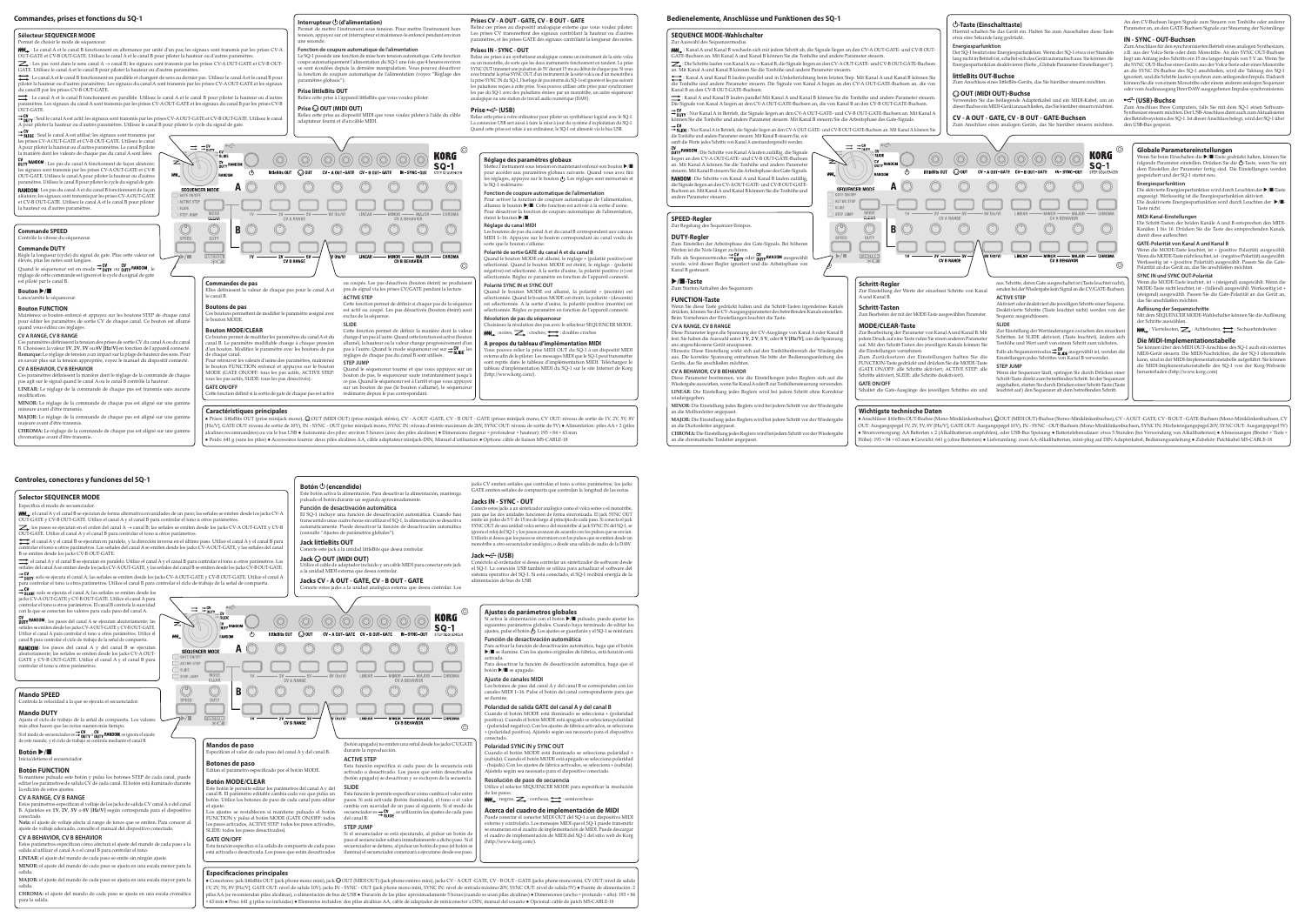## Commandes, prises et fonctions du SQ-1

### Sélecteur SEQUENCER MODE

Permet de choisir le mode de séquenceur.

Le canal A et le canal B fonctionnent en alternance par cycle afin que les signaux sont transmis par les prises CV-A OUT-GATE et CV-B OUT-GATE. Utilisez le canal A et le canal B pour piloter la hauteur ou d'autres paramètres.

: Les pas sont dans le sens canal A → canal B; les signaux sont transmis par les prises CV-A OUT-GATE et CV-B OUT-GATE. Utilisez le canal A et le canal B pour piloter la hauteur ou d'autres paramètres.

: Le canal A et le canal B fonctionnent en parallèle et changent de sens au dernier pas. Utilisez le canal A et le canal B pour piloter la hauteur ou d'autres paramètres. Les signaux du canal A sont transmis par les prises CV-A OUT-GATE et les signaux du canal B par les prises CV-B OUT-GATE.

: Le canal A et le canal B fonctionnent en parallèle. Utilisez le canal A et le canal B pour piloter la hauteur ou d'autres paramètres. Les signaux du canal A sont transmis par les prises CV-A OUT-GATE et ceux du canal B par les prises CV-B OUT-GATE.

CV DUTY: Seul le canal A est actif; les signaux sont transmis par les prises CV-A OUT-GATE et CV-B OUT-GATE. Utilisez le canal A pour piloter la hauteur ou d'autres paramètres. Utilisez le canal B pour piloter le cycle du signal de gate.

CV SLIDE: Seul le canal A est utilisé; les signaux sont transmis par les prises CV-A OUT-GATE et CV-B OUT-GATE. Utilisez le canal A pour piloter la hauteur ou d'autres paramètres. Le canal B pilote la manière dont les valeurs de changent des pas du canal A sont liées.

CV DUTY RANDOM: Les pas du canal A fonctionnent de façon aléatoire; les signaux sont transmis par les prises CV-A OUT-GATE et CV-B OUT-GATE. Utilisez le canal A pour piloter la hauteur ou d'autres paramètres. Utilisez le canal B pour piloter le cycle du signal de gate.

RANDOM: Les pas du canal A et du canal B fonctionnent de façon aléatoire; les signaux sont transmis par les prises CV-A OUT-GATE et CV-B OUT-GATE. Utilisez le canal A et le canal B pour piloter la hauteur ou d'autres paramètres.

### Commande SPEED

Contrôle la vitesse du séquenceur.

### Commande DUTY

Règle la longueur (cycle) du signal de gate. Plus cette valeur est élevée, plus les notes sont longues.

Quand le séquenceur est en mode CV DUTY ou CV DUTY RANDOM, le réglage de cette commande est ignoré et le cycle du signal de gate est piloté par le canal B.

### Bouton ▶/■

Lance/arrête le séquenceur.

### Bouton FUNCTION

Maintenez ce bouton enfoncé et appuyez sur les boutons STEP de chaque canal pour éditer les paramètres de sortie CV de chaque canal. Ce bouton est allumé quand vous éditez ces réglages.

#### CV A RANGE, CV B RANGE

Ces paramètres définissent la tension des prises de sortie CV du canal A ou du canal B. Choisissez la valeur 1V, 2V, 5V ou 8V [Hz/V] en fonction de l'appareil connecté.
**Remarque:** Le réglage de tension a un impact sur la plage de hauteur des sons. Pour en savoir plus sur la tension appropriée, voyez le manuel du dispositif connecté.

#### CV A BEHAVIOR, CV B BEHAVIOR

Ces paramètres déterminent la manière dont le réglage de la commande de chaque pas agit sur le signal quand le canal A ou le canal B contrôle la hauteur.

**LINEAR:** Le réglage de la commande de chaque pas est transmis sans aucune modification.

**MINOR:** Le réglage de la commande de chaque pas est aligné sur une gamme mineure avant d'être transmis.

**MAJOR:** Le réglage de la commande de chaque pas est aligné sur une gamme majeure avant d'être transmis.

**CHROMA:** Le réglage de la commande de chaque pas est aligné sur une gamme chromatique avant d'être transmis.

### Interrupteur ⏻ (d'alimentation)

Permet de mettre l'instrument sous tension. Pour mettre l'instrument hors tension, appuyez sur cet interrupteur et maintenez-le enfoncé pendant environ une seconde.

#### Fonction de coupure automatique de l'alimentation

Le SQ-1 possède une fonction de mise hors tension automatique. Cette fonction coupe automatiquement l'alimentation du SQ-1 une fois que 4 heures environ se sont écoulées depuis la dernière manipulation. Vous pouvez désactiver la coupure automatique de l'alimentation (voyez "Réglage des paramètres globaux").

### Prise littleBits OUT

Reliez cette prise à l'appareil littleBits que vous voulez piloter.

### Prise ⚇ OUT (MIDI OUT)

Reliez cette prise au dispositif MIDI que vous voulez piloter à l'aide du câble adaptateur fourni et d'un câble MIDI.

### Prises CV - A OUT - GATE, CV - B OUT - GATE

Reliez ces prises au dispositif analogique externe que vous voulez piloter. Les prises CV transmettent des signaux contrôlant la hauteur ou d'autres paramètres, et les prises GATE des signaux contrôlant la longueur des notes.

### Prises IN - SYNC - OUT

Reliez ces prises à un synthétiseur analogique comme un instrument de la série volca ou un monotribe, de sorte que les deux instruments fonctionnent en synchro. Les prises SYNC OUT transmettent une pulsation de 5V durant 15 ms au début de chaque pas. Si vous branchez la prise SYNC OUT d'un instrument de la série volca sur la prise SYNC IN du SQ-1, l'horloge de pas interne du SQ-1 est ignorée et les pas avancent selon les pulsations reçues à cette prise. Vous pouvez utiliser cette prise pour synchroniser les pas du SQ-1 avec des instruments de la série volca ou un monotribe, un autre séquenceur analogique ou une station de travail audio numérique (DAW).

### Prise ⟷ (USB)

Reliez cette prise à votre ordinateur pour piloter un synthétiseur logiciel avec le SQ-1. La connexion USB sert aussi à lancer la mise à jour du système d'exploitation du SQ-1. Quand cette prise est reliée à un ordinateur, le SQ-1 est alimenté via le bus USB.

### Réglage des paramètres globaux

Mettez l'instrument sous tension en maintenant enfoncé son bouton ▶/■ pour accéder aux paramètres globaux suivants. Quand vous avez fini vos réglages, appuyez sur le bouton ⏻. Les réglages sont mémorisés et le SQ-1 redémarre.

#### Fonction de coupure automatique de l'alimentation

Pour activer la fonction de coupure automatique de l'alimentation, allumez le bouton ▶/■. Cette fonction est activée à la sortie d'usine.
Pour désactiver la fonction de coupure automatique de l'alimentation, éteint le bouton ▶/■.

#### Réglage du canal MIDI

Les boutons de pas du canal A et du canal B correspondent aux canaux MIDI 1~16. Appuyez sur le bouton correspondant au canal voulu de sorte que le bouton s'allume.

#### Polarité de sortie GATE du canal A et du canal B

Quand le bouton MODE est allumé, le réglage + (polarité positive) est sélectionné. Quand le bouton MODE est éteint, le réglage - (polarité négative) est sélectionné. A la sortie d'usine, la polarité positive (+) est sélectionnée. Réglez ce paramètre en fonction de l'appareil connecté.

#### Polarité SYNC IN et SYNC OUT

Quand le bouton MODE est allumé, la polarité + (montée) est sélectionnée. Quand le bouton MODE est éteint, la polarité - (descente) est sélectionnée. A la sortie d'usine, la polarité positive (montée) est sélectionnée. Réglez ce paramètre en fonction de l'appareil connecté.

#### Résolution des pas du séquenceur

Choisissez la résolution des pas avec le sélecteur SEQUENCER MODE.
: noires; : croches; : doubles croches

#### A propos du tableau d'implémentation MIDI

Vous pouvez relier le port MIDI OUT du SQ-1 à un dispositif MIDI externe afin de le piloter. Les messages MIDI que le SQ-1 peut transmettre sont repris dans le tableau d'implémentation MIDI. Téléchargez le tableau d'implémentation MIDI du SQ-1 sur le site Internet de Korg (http://www.korg.com/).

### Commandes de pas

Elles définissent la valeur de chaque pas pour le canal A et le canal B.

### Boutons de pas

Ces boutons permettent de modifier le paramètre assigné avec le bouton MODE.

### Bouton MODE/CLEAR

Ce bouton permet de modifier les paramètres du canal A et du canal B. Le paramètre modifiable change à chaque pression d'un bouton. Modifiez le paramètre avec les boutons de pas de chaque canal.
Pour retrouver les valeurs d'usine des paramètres, maintenez le bouton FUNCTION enfoncé et appuyez sur le bouton MODE (GATE ON/OFF: tous les pas actifs, ACTIVE STEP: tous les pas activés, SLIDE: tous les pas désactivés).

#### GATE ON/OFF

Cette fonction définit si la sortie de gate de chaque pas est active ou coupée. Les pas désactivés (bouton éteint) ne produisent pas de signal via les prises CV/GATE pendant la lecture.

#### ACTIVE STEP

Cette fonction permet de définir si chaque pas de la séquence est activé ou coupé. Les pas désactivés (bouton éteint) sont exclus de la séquence.

#### SLIDE

Cette fonction permet de définir la manière dont la valeur change d'un pas à l'autre. Quand cette fonction est activée (bouton allumé), la hauteur ou la valeur change progressivement d'un pas à l'autre. Quand le séquenceur est sur CV SLIDE, les réglages de chaque pas du canal B sont utilisés.

#### STEP JUMP

Quand le séquenceur tourne et que vous appuyez sur un bouton de pas, le séquenceur saute instantanément jusqu'à ce pas. Quand le séquenceur est à l'arrêt et que vous appuyez sur un bouton de pas (le bouton s'allume), le séquenceur redémarre depuis le pas correspondant.

### Caractéristiques principales

● Prises: littleBits OUT (prise minijack mono), ⚇ OUT (MIDI OUT) (prise minijack stéréo), CV - A OUT - GATE, CV - B OUT - GATE (prises minijack mono, CV OUT: niveau de sortie de 1V, 2V, 5V, 8V [Hz/V], GATE OUT: niveau de sortie de 10V), IN - SYNC - OUT (prises minijack mono, SYNC IN: niveau d'entrée maximum de 20V, SYNC OUT: niveau de sortie de 5V) ● Alimentation: piles AA × 2 (piles alcalines recommandées) ou via le bus USB ● Autonomie des piles: environ 5 heures (avec des piles alcalines) ● Dimensions (largeur × profondeur × hauteur): 193 × 84 × 63 mm
● Poids: 641 g (sans les piles) ● Accessoires fournis: deux piles alcalines AA, câble adaptateur minijack-DIN, Manuel d'utilisation ● Options: câble de liaison MS-CABLE-18

## Bedienelemente, Anschlüsse und Funktionen des SQ-1

### SEQUENCE MODE-Wahlschalter

Zur Auswahl des Sequenzermodus.

: Kanal A und Kanal B wechseln sich mit jedem Schritt ab, die Signale liegen an den CV-A OUT-GATE- und CV-B OUT-GATE-Buchsen an. Mit Kanal A und Kanal B können Sie die Tonhöhe und andere Parameter steuern.

: Die Schritte laufen von Kanal A → Kanal B, die Signale liegen an den CV-A OUT-GATE- und CV-B OUT-GATE-Buchsen an. Mit Kanal A und Kanal B können Sie die Tonhöhe und andere Parameter steuern.

: Kanal A und Kanal B laufen parallel und in Umkehrrichtung beim letzten Step. Mit Kanal A und Kanal B können Sie die Tonhöhe und andere Parameter steuern. Die Signale von Kanal A liegen an den CV-A OUT-GATE-Buchsen an, die von Kanal B an den CV-B OUT-GATE-Buchsen.

: Kanal A und Kanal B laufen parallel. Mit Kanal A und Kanal B können Sie die Tonhöhe und andere Parameter steuern. Die Signale von Kanal A liegen an den CV-A OUT-GATE-Buchsen an, die von Kanal B an den CV-B OUT-GATE-Buchsen.

CV DUTY: Nur Kanal A in Betrieb, die Signale liegen an den CV-A OUT-GATE- und CV-B OUT-GATE-Buchsen an. Mit Kanal A können Sie die Tonhöhe und andere Parameter steuern. Mit Kanal B steuern Sie die Arbeitsphase des Gate-Signals.

CV SLIDE: Nur Kanal A in Betrieb, die Signale liegen an den CV-A OUT-GATE- und CV-B OUT-GATE-Buchsen an. Mit Kanal A können Sie die Tonhöhe und andere Parameter steuern. Mit Kanal B steuern Sie, wie sich die Werte von Schritt zu Schritt von Kanal A miteinander verbinden.

CV DUTY RANDOM: Die Schritte von Kanal A laufen zufällig, die Signale liegen an den CV-A OUT-GATE- und CV-B OUT-GATE-Buchsen an. Mit Kanal A können Sie die Tonhöhe und andere Parameter steuern. Mit Kanal B steuern Sie die Arbeitsphase des Gate-Signals.

RANDOM: Die Schritte von Kanal A und Kanal B laufen zufällig, die Signale liegen an den CV-A OUT-GATE- und CV-B OUT-GATE-Buchsen an. Mit Kanal A und Kanal B können Sie die Tonhöhe und andere Parameter steuern.

### SPEED-Regler

Zur Regelung des Sequenzer-Tempos.

### DUTY-Regler

Zum Einstellen der Arbeitsphase des Gate-Signals. Bei höheren Werten ist die Note länger zu hören.
Falls als Sequenzermodus CV DUTY oder CV DUTY RANDOM ausgewählt wurde, wird dieser Regler ignoriert und die Arbeitsphase von Kanal B gesteuert.

### ▶/■-Taste

Zum Starten/Anhalten des Sequenzers.

### FUNCTION-Taste

Wenn Sie diese Taste gedrückt halten und die Schritt-Tasten (irgendeines Kanals drücken, können Sie die CV-Ausgangsparameter des betreffenden Kanals editieren. Beim Vornehmen der Einstellungen leuchtet die Taste.

#### CV A RANGE, CV B RANGE

Diese Parameter legen die Spannung der CV-Ausgänge von Kanal A oder Kanal B fest. Sie haben die Auswahl unter 1V, 2V, 5 V, oder 8 V [Hz/V], um die Spannung ans angeschlossene Gerät anzupassen.
Hinweis: Diese Einstellung wirkt sich auf den Tonhöhenbereich der Wiedergabe aus. Die korrekte Spannung entnehmen Sie bitte der Bedienungsanleitung des Geräts, das Sie anschließen möchten.

#### CV A BEHAVIOR, CV B BEHAVIOR

Diese Parameter bestimmen, wie die Einstellungen jedes Reglers sich auf die Wiedergabe auswirken, wenn Sie Kanal A oder B zur Tonhöhensteuerung verwenden.

**LINEAR:** Die Einstellung jedes Reglers wird ohne Korrektur wiedergegeben.

**MINOR:** Die Einstellung jedes Reglers wird bei jedem Schritt vor der Wiedergabe an die Mollskala angepasst.

**MAJOR:** Die Einstellung jedes Reglers wird bei jedem Schritt vor der Wiedergabe an die Durtonleiter angepasst.

**CHROMA:** Die Einstellung jedes Reglers wird bei jedem Schritt vor der Wiedergabe an die chromatische Tonleiter angepasst.

### ⏻-Taste (Einschalttaste)

Hiermit schalten Sie das Gerät ein. Halten Sie zum Ausschalten diese Taste etwa eine Sekunde lang gedrückt.

#### Energiesparfunktion

Der SQ-1 besitzt eine Energiesparfunktion. Wenn der SQ-1 etwa vier Stunden lang nicht in Betrieb ist, schaltet sich das Gerät automatisch aus. Sie können die Energiesparfunktion deaktivieren (Siehe „Globale Parameter-Einstellungen").

### littleBits OUT-Buchse

Zum Anschluss eines littleBits-Geräts, das Sie hierüber steuern möchten.

### ⚇ OUT (MIDI OUT)-Buchse

Verwenden Sie das beiliegende Adapterkabel und ein MIDI-Kabel, um an dieser Buchse ein MIDI-Gerät anzuschließen, das Sie hierüber steuern möchten.

### CV - A OUT - GATE, CV - B OUT - GATE-Buchsen

Zum Anschluss eines analogen Geräts, das Sie hierüber steuern möchten.

An den CV-Buchsen liegen Signale zum Steuern von Tonhöhe oder anderen Parametern an, an den GATE-Buchsen Signale zur Steuerung der Notenlänge.

### IN - SYNC - OUT-Buchsen

Zum Anschluss für den synchronisierten Betrieb eines analogen Synthesizers, z.B. aus der volca-Serie oder dem Monotribe. An den SYNC OUT-Buchsen liegt am Anfang jedes Schritts ein 15 ms langer Impuls von 5 V an. Wenn Sie die SYNC OUT-Buchse eines Geräts aus der volca-Serie oder eines Monotribe an die SYNC IN-Buchse des SQ-1 anschließen, wird die Taktung des SQ-1 ignoriert, und die Schritte laufen synchron zum anliegenden Impuls. Dadurch können Sie die von einem Monotribe oder einem anderen analogen Sequenzer oder vom Audiosausgang Ihrer DAW ausgegebenen Impulse synchronisieren.

### ⟷ (USB)-Buchse

Zum Anschluss Ihres Computers, falls Sie mit dem SQ-1 einen Software-Synthesizer steuern möchten. Der USB-Anschluss dient auch zum Aktualisieren des Betriebssystems des SQ-1. Bei dieser Anschluss belegt, wird der SQ-1 über den USB-Bus gespeist.

### Globale Parametereinstellungen

Wenn Sie beim Einschalten die ▶/■-Taste gedrückt halten, können Sie folgende Parameter einstellen. Drücken Sie die ⏻-Taste, wenn Sie mit dem Einstellen der Parameter fertig sind. Die Einstellungen werden gespeichert und der SQ-1 startet neu.

#### Energiesparfunktion

Die aktivierte Energiesparfunktion wird durch Leuchten der ▶/■-Taste angezeigt. Werkseitig ist die Energiesparfunktion aktiviert.
Die deaktivierte Energiesparfunktion wird durch Leuchten der ▶/■-Taste nicht.

#### MIDI-Kanal-Einstellungen

Die Schritt-Tasten der beiden Kanäle A und B entsprechen den MIDI-Kanälen 1 bis 16. Drücken Sie die Taste des entsprechenden Kanals, damit diese aufleuchtet.

#### GATE-Polarität von Kanal A und Kanal B

Wenn die MODE-Taste leuchtet, ist + (positive Polarität) ausgewählt. Wenn die MODE-Taste nicht leuchtet, ist – (negative Polarität) ausgewählt. Werkseitig ist + (positive Polarität) ausgewählt. Passen Sie die Gate-Polarität an das Gerät an, das Sie anschließen möchten.

#### SYNC IN und SYNC OUT-Polarität

Wenn die MODE-Taste leuchtet, ist + (steigend) ausgewählt. Wenn die MODE-Taste nicht leuchtet, ist – (fallend) ausgewählt. Werkseitig ist + (steigend) ausgewählt. Passen Sie die Gate-Polarität an das Gerät an, das Sie anschließen möchten.

#### Auflösung der Sequenzschritte

Mit dem SEQUENCER MODE-Wahlschalter können Sie die Auflösung der Schritte auswählen.
: Viertelnoten, : Achtelnoten, : Sechzehntelnoten

### Die MIDI-Implementationstabelle

Sie können über den MIDI OUT-Anschluss des SQ-1 auch ein externes MIDI-Gerät steuern. Die MIDI-Nachrichten, die der SQ-1 übermitteln kann, sind in der MIDI-Implementationstabelle aufgelistet. Sie können die MIDI-Implementationstabelle des SQ-1 von der Korg-Website herunterladen (http://www.korg.com)

### Schritt-Regler

Zur Einstellung der Werte der einzelnen Schritte von Kanal A und Kanal B.

### Schritt-Tasten

Zum Bearbeiten der mit der MODE-Taste ausgewählten Parameter.

### MODE/CLEAR-Taste

Zur Bearbeitung der Parameter von Kanal A und Kanal B. Mit jedem Druck auf eine Taste rufen Sie einen anderen Parameter auf. Mit den Schritt-Tasten des jeweiligen Kanals können Sie die Einstellungen vornehmen.
Zum Zurücksetzen der Einstellungen halten Sie die FUNCTION-Taste gedrückt und drücken Sie die MODE-Taste (GATE ON/OFF: alle Schritte aktiviert, ACTIVE STEP: alle Schritte aktiviert, SLIDE: alle Schritte deaktiviert).

#### GATE ON/OFF

Schaltet die Gate-Ausgänge des jeweiligen Schritts ein und aus. Schritte, deren Gate ausgeschaltet ist (Taste leuchtet nicht), senden bei der Wiedergabe kein Signal an die CV/GATE-Buchsen.

#### ACTIVE STEP

Aktiviert oder deaktiviert die jeweiligen Schritte einer Sequenz. Deaktivierte Schritte (Taste leuchtet nicht) werden von der Sequenz ausgeschlossen.

#### SLIDE

Zur Einstellung der Veränderungen zwischen den einzelnen Schritten. Ist SLIDE aktiviert, (Taste leuchtet), ändern sich Tonhöhe und Wert sanft von einem Schritt zum nächsten.
Falls als Sequenzermodus CV SLIDE ausgewählt ist, werden die Einstellungen jedes Schritts von Kanal B verwendet.

#### STEP JUMP

Wenn der Sequenzer läuft, springen Sie durch Drücken einer Schritt-Taste direkt zum betreffenden Schritt. Ist der Sequenzer angehalten, startet Sie durch Drücken einer Schritt-Taste (Taste leuchtet auf) den Sequenzer ab dem betreffenden Schritt.

### Wichtigste technische Daten

● Anschlüsse: littleBits OUT-Buchse (Mono-Miniklinkenbuchse), ⚇ OUT (MIDI OUT)-Buchse (Stereo-Miniklinkenbuchse), CV - A OUT - GATE, CV - B OUT - GATE-Buchsen (Mono-Miniklinkenbuchsen, CV OUT: Ausgangspegel 1V, 2V, 5V, 8V [Hz/V], GATE OUT: Ausgangspegel 10V), IN - SYNC - OUT-Buchsen (Mono-Miniklinkenbuchsen, SYNC IN: Höchsteingangspegel 20V, SYNC OUT: Ausgangspegel 5V) ● Stromversorgung: AA Batterien × 2 (Alkalibatterien empfohlen), oder USB-Bus Speisung ● Batterielebensdauer: etwa 5 Stunden (bei Verwendung von Alkalibatterien) ● Abmessungen (Breite × Tiefe × Höhe): 193 × 84 × 63 mm ● Gewicht: 641 g (ohne Batterien) ● Lieferumfang: zwei AA-Alkalibatterien, mini-plug auf DIN Adapterkabel, Bedienungsanleitung ● Zubehör: Patchkabel MS-CABLE-18

## Controles, conectores y funciones del SQ-1

### Selector SEQUENCER MODE

Especifica el modo de secuenciador.

: el canal A y el canal B se ejecutan de forma alternativa en unidades de un paso; las señales se emiten desde los jacks CV-A OUT-GATE y CV-B OUT-GATE. Utilice el canal A y el canal B para controlar el tono u otros parámetros.

: los pasos se ejecutan en el orden del canal A → canal B; las señales se emiten desde los jacks CV-A OUT-GATE y CV-B OUT-GATE. Utilice el canal A y el canal B para controlar el tono u otros parámetros.

: el canal A y el canal B se ejecutan en paralelo, y la dirección inversa en el último paso. Utilice el canal A y el canal B para controlar el tono u otros parámetros. Las señales del canal A se emiten desde los jacks CV-A OUT-GATE, y las señales del canal B se emiten desde los jacks CV-B OUT-GATE.

: el canal A y el canal B se ejecutan en paralelo. Utilice el canal A y el canal B para controlar el tono u otros parámetros. Las señales del canal A se emiten desde los jacks CV-A OUT-GATE, y las señales del canal B se emiten desde los jacks CV-B OUT-GATE.

CV DUTY: sólo se ejecuta el canal A; las señales se emiten desde los jacks CV-A OUT-GATE y CV-B OUT-GATE. Utilice el canal A para controlar el tono u otros parámetros. Utilice el canal B para controlar el ciclo de trabajo de la señal de compuerta.

CV SLIDE: sólo se ejecuta el canal A; las señales se emiten desde los jacks CV-A OUT-GATE y CV-B OUT-GATE. Utilice el canal A para controlar el tono u otros parámetros. El canal B controla la suavidad con la que se conectan los valores para cada paso del canal A.

CV DUTY RANDOM: los pasos del canal A se ejecutan aleatoriamente; las señales se emiten desde los jacks CV-A OUT-GATE y CV-B OUT-GATE. Utilice el canal A para controlar el tono u otros parámetros. Utilice el canal B para controlar el ciclo de trabajo de la señal de compuerta.

RANDOM: los pasos del canal A y del canal B se ejecutan aleatoriamente; las señales se emiten desde los jacks CV-A OUT-GATE y CV-B OUT-GATE. Utilice el canal A y el canal B para controlar el tono u otros parámetros.

### Mando SPEED

Controla la velocidad a la que se ejecuta el secuenciador.

### Mando DUTY

Ajusta el ciclo de trabajo de la señal de compuerta. Los valores más altos hacen que las notas suenen más tiempo.
Si el modo de secuenciador es CV DUTY o CV DUTY RANDOM, se ignorará el ajuste de este mando, y el ciclo de trabajo se controla mediante el canal B.

### Botón ▶/■

Inicia/detiene el secuenciador.

### Botón FUNCTION

Si mantiene pulsado este botón y pulsa los botones STEP de cada canal, puede editar los parámetros de salida CV de cada canal. El botón está iluminado durante la edición de estos ajustes.

#### CV A RANGE, CV B RANGE

Estos parámetros especifican el voltaje de los jacks de salida CV canal A o del canal B. Ajústelos en 1V, 2V, 5V o 8V [Hz/V] según corresponda para el dispositivo conectado.
**Nota:** el ajuste de voltaje afecta al rango de tonos que se emiten. Para conocer el ajuste de voltaje adecuado, consulte el manual del dispositivo conectado.

#### CV A BEHAVIOR, CV B BEHAVIOR

Estos parámetros especifican cómo afectará el ajuste del mando de cada paso a la salida al utilizar el canal A o el canal B para controlar el tono.

**LINEAR:** el ajuste del mando de cada paso se emite sin ningún ajuste.

**MINOR:** el ajuste del mando de cada paso se ajusta en una escala menor para la salida.

**MAJOR:** el ajuste del mando de cada paso se ajusta en una escala mayor para la salida.

**CHROMA:** el ajuste del mando de cada paso se ajusta en una escala cromática para la salida.

### Botón ⏻ (encendido)

Este botón activa la alimentación. Para desactivar la alimentación, mantenga pulsado el botón durante un segundo aproximadamente.

#### Función de desactivación automática

El SQ-1 incluye una función de desactivación automática. Cuando han transcurrido unas cuatro horas sin utilizar el SQ-1, la alimentación se desactiva automáticamente. Puede desactivar la función de desactivación automática (consulte "Ajustes de parámetros globales").

### Jack littleBits OUT

Conecte este jack a la unidad littleBits que desea controlar.

### Jack ⚇ OUT (MIDI OUT)

Utilice el cable de adaptador incluido y un cable MIDI para conectar este jack a la unidad MIDI externa que desea controlar.

### Jacks CV - A OUT - GATE, CV - B OUT - GATE

Conecte estos jacks a la unidad analógica externa que desea controlar. Los jacks CV emiten señales que controlan el tono u otros parámetros; los jacks GATE emiten señales de compuerta que controlan la longitud de las notas.

### Jacks IN - SYNC - OUT

Conecte estos jacks a un sintetizador analógico como el volca series o el monotribe, para que los dos unidades funcionen de forma sincronizada. El jack SYNC OUT emite un pulso de 5V de 15 ms de largo al principio de cada paso. Si conecta el jack SYNC OUT de una unidad volca series o del monotribe al jack SYNC IN del SQ-1, se ignora el reloj del SQ-1 y los pasos avanzan de acuerdo con los pulsos que se envían. Utilice el diseño que los pasos se sincronicen con los pulsos que se emiten desde un monotribe u otro secuenciador analógico, o desde una salida de audio de la DAW.

### Jack ⟷ (USB)

Conecte al ordenador si desea controlar un sintetizador de software desde el SQ-1. La conexión USB también se utiliza para actualizar el software del sistema operativo del SQ-1. Si está conectado, el SQ-1 recibirá energía de la alimentación de bus de USB.

### Ajustes de parámetros globales

Si activa la alimentación con el botón ▶/■ pulsado, puede ajustar los siguientes parámetros globales. Cuando haya terminado de editar los ajustes, pulse el botón ⏻. Los ajustes se guardarán y el SQ-1 se reiniciará.

#### Función de desactivación automática

Para activar la función de desactivación automática, haga que el botón ▶/■ se ilumine. Con los ajustes originales de fábrica, está función está activada.
Para desactivar la función de desactivación automática, haga que el botón ▶/■ se apague.

#### Ajuste de canales MIDI

Los botones de pasos del canal A y del canal B se corresponden con los canales MIDI 1~16. Pulse el botón del canal correspondiente para que se ilumine.

#### Polaridad de salida GATE del canal A y del canal B

Cuando el botón MODE está iluminado se selecciona + (polaridad positiva). Cuando el botón MODE está apagado se selecciona polaridad - (polaridad negativa). Con los ajustes de fábrica activados, se selecciona + (polaridad positiva). Ajústelo según sea necesario para el dispositivo conectado.

#### Polaridad SYNC IN y SYNC OUT

Cuando el botón MODE está iluminado se selecciona polaridad + (subida). Cuando el botón MODE está apagado se selecciona polaridad - (bajada). Con los ajustes de fábrica activados, se selecciona + (subida). Ajústelo según sea necesario para el dispositivo conectado.

#### Resolución de paso de secuencia

Utilice el selector SEQUENCER MODE para especificar la resolución de los pasos.
: negras, : corcheas, : semicorcheas

#### Acerca del cuadro de implementación de MIDI

Puede conectar el conector MIDI OUT del SQ-1 a un dispositivo MIDI externo y controlarlo. Los mensajes MIDI que el SQ-1 puede transmitir se enumeran en el cuadro de implementación de MIDI. Puede descargar el cuadro de implementación de MIDI del SQ-1 del sitio web de Korg (http://www.korg.com/).

### Mandos de paso

Especifican el valor de cada paso del canal A y del canal B.

### Botones de paso

Editan el parámetro especificado por el botón MODE.

### Botón MODE/CLEAR

Este botón le permite editar los parámetros del canal A y del canal B. El parámetro editable cambia cada vez que pulsa un botón. Utilice los botones de paso de cada canal para editar el ajuste.
Los ajustes se restablecen al mantener pulsado el botón FUNCTION y pulsar el botón MODE (GATE ON/OFF: todos los pasos activados, ACTIVE STEP: todos los pasos activados, SLIDE: todos los pasos desactivados).

#### GATE ON/OFF

Esta función especifica si la salida de compuerta de cada paso está activada o desactivada. Los pasos que están desactivados (botón apagado) no emiten una señal desde los jacks CV/GATE durante la reproducción.

#### ACTIVE STEP

Esta función especifica si cada paso de la secuencia está activado o desactivado. Los pasos que están desactivados (botón apagado) se desactivan y se excluyen de la secuencia.

#### SLIDE

Esta función le permite especificar cómo cambia el valor entre pasos. Si está activada (botón iluminado), el tono o el valor cambia con suavidad de un paso al siguiente. Si el modo de secuenciador es CV SLIDE, se utilizarán los ajustes de cada paso del canal B.

#### STEP JUMP

Si el secuenciador se está ejecutando, al pulsar un botón de paso el secuenciador saltará inmediatamente a dicho paso. Si el secuenciador se detiene, al pulsar un botón de paso (el botón se ilumina) el secuenciador comenzará a ejecutarse desde ese paso.

### Especificaciones principales

● Conectores: jack littleBits OUT (jack phone mono mini), jack ⚇ OUT (MIDI OUT) (jack phone estéreo mini), jacks CV - A OUT - GATE, CV - B OUT - GATE (jacks phone mono mini, CV OUT: nivel de salida 1V, 2V, 5V, 8V [Hz/V], GATE OUT: nivel de salida 10V), jacks IN - SYNC - OUT (jack phone mono mini, SYNC IN: nivel de entrada máximo 20V, SYNC OUT: nivel de salida 5V) ● Fuente de alimentación: 2 pilas AA (se recomiendan pilas alcalinas), o alimentación de bus de USB ● Duración de las pilas: aproximadamente 5 horas (cuando se usan pilas alcalinas) ● Dimensiones (ancho × profundo × alto): 193 × 84 × 63 mm ● Peso: 641 g (pilas no incluidas) ● Elementos incluidos: dos pilas alcalinas AA, cable de adaptador de minicontector a DIN, manual del usuario ● Opcional: cable de patch MS-CABLE-18